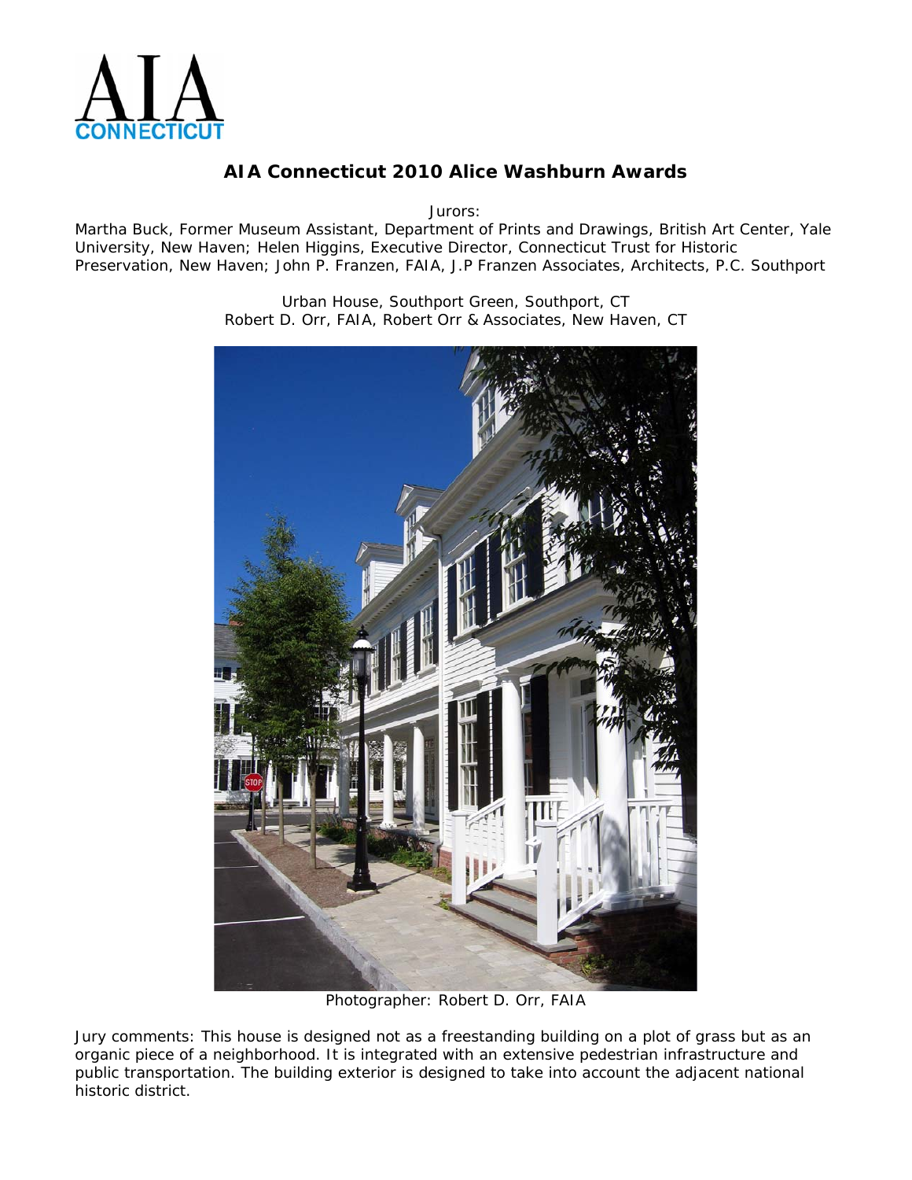AIA
CONNECTICUT

# AIA Connecticut 2010 Alice Washburn Awards

Jurors:
Martha Buck, Former Museum Assistant, Department of Prints and Drawings, British Art Center, Yale University, New Haven; Helen Higgins, Executive Director, Connecticut Trust for Historic Preservation, New Haven; John P. Franzen, FAIA, J.P Franzen Associates, Architects, P.C. Southport

Urban House, Southport Green, Southport, CT
Robert D. Orr, FAIA, Robert Orr & Associates, New Haven, CT

Photographer: Robert D. Orr, FAIA

Jury comments: This house is designed not as a freestanding building on a plot of grass but as an organic piece of a neighborhood. It is integrated with an extensive pedestrian infrastructure and public transportation. The building exterior is designed to take into account the adjacent national historic district.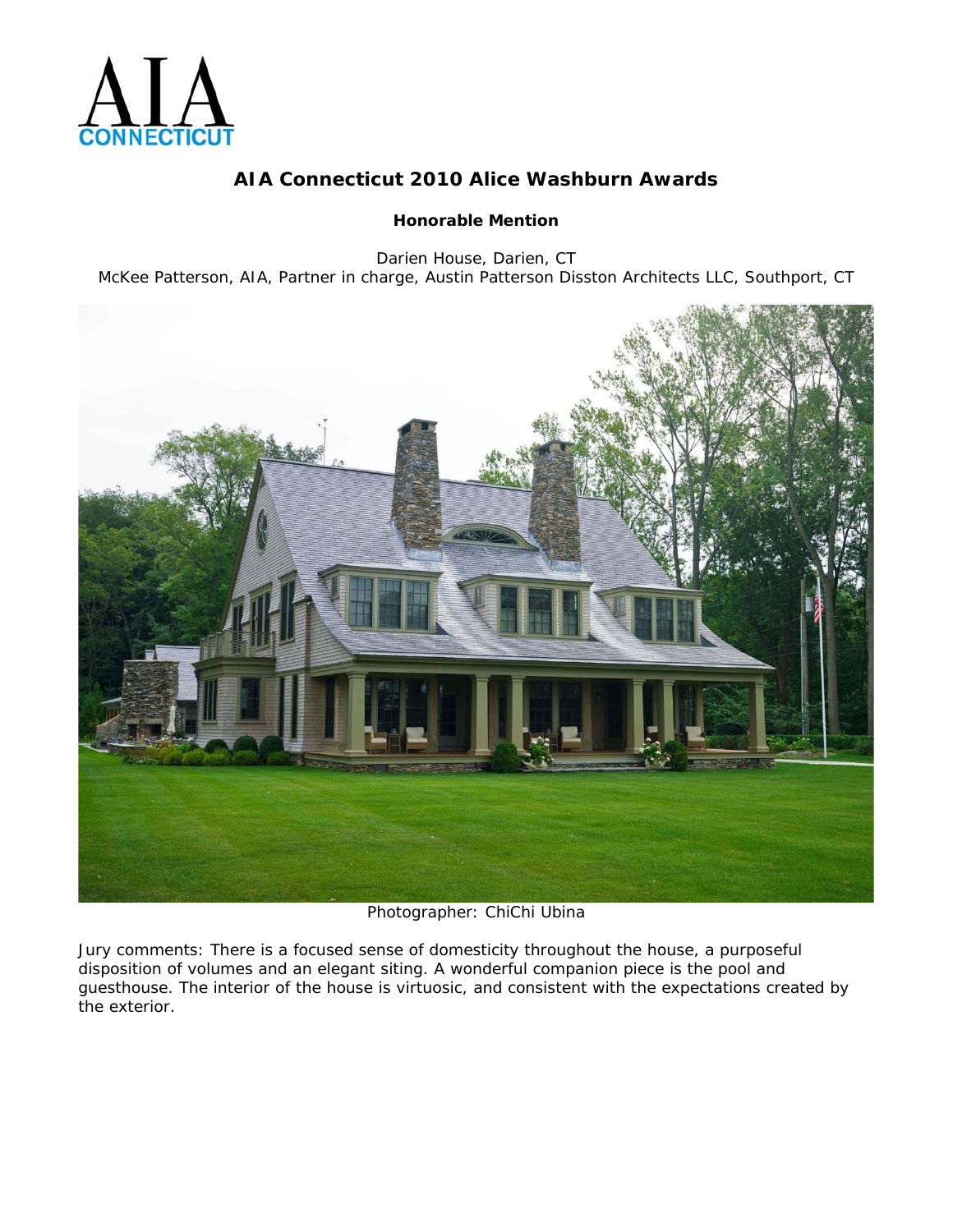AIA CONNECTICUT

# AIA Connecticut 2010 Alice Washburn Awards

**Honorable Mention**

Darien House, Darien, CT
McKee Patterson, AIA, Partner in charge, Austin Patterson Disston Architects LLC, Southport, CT

Photographer: ChiChi Ubina

Jury comments: There is a focused sense of domesticity throughout the house, a purposeful disposition of volumes and an elegant siting. A wonderful companion piece is the pool and guesthouse. The interior of the house is virtuosic, and consistent with the expectations created by the exterior.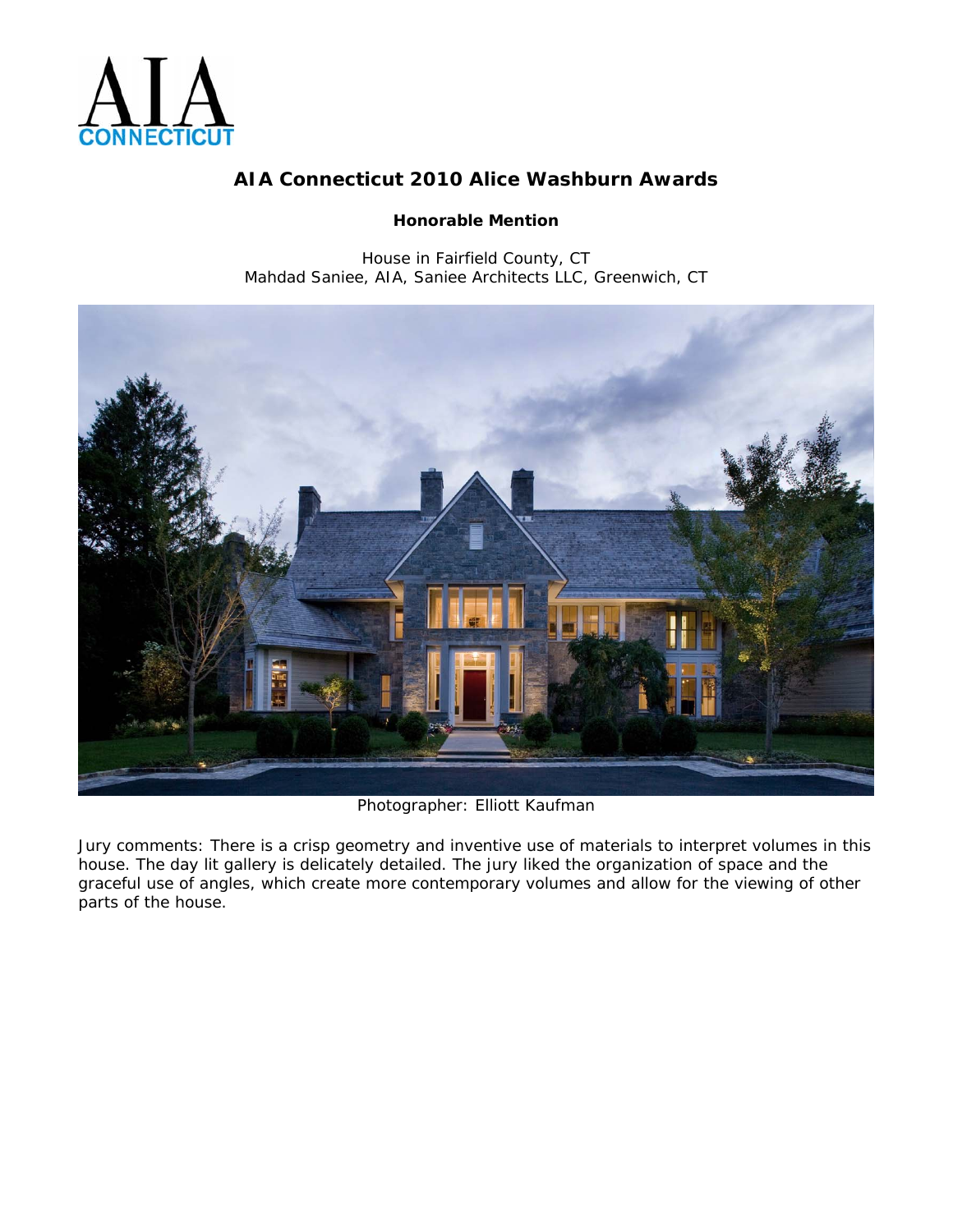AIA CONNECTICUT

# AIA Connecticut 2010 Alice Washburn Awards

**Honorable Mention**

House in Fairfield County, CT
Mahdad Saniee, AIA, Saniee Architects LLC, Greenwich, CT

Photographer: Elliott Kaufman

Jury comments: There is a crisp geometry and inventive use of materials to interpret volumes in this house. The day lit gallery is delicately detailed. The jury liked the organization of space and the graceful use of angles, which create more contemporary volumes and allow for the viewing of other parts of the house.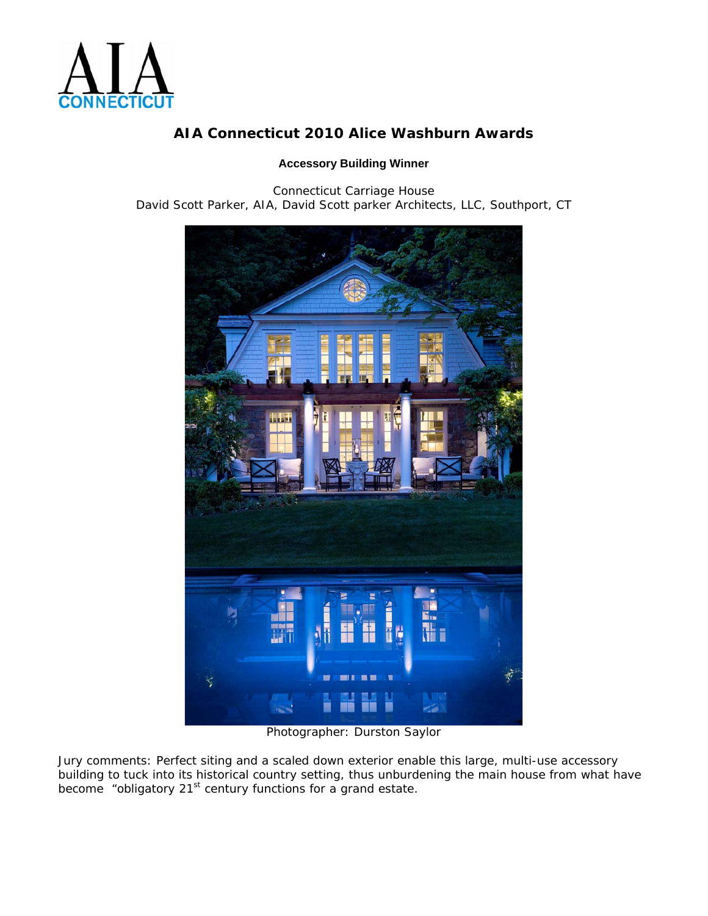# AIA Connecticut 2010 Alice Washburn Awards

**Accessory Building Winner**

Connecticut Carriage House
David Scott Parker, AIA, David Scott parker Architects, LLC, Southport, CT

Photographer: Durston Saylor

Jury comments: Perfect siting and a scaled down exterior enable this large, multi-use accessory building to tuck into its historical country setting, thus unburdening the main house from what have become "obligatory 21st century functions for a grand estate.